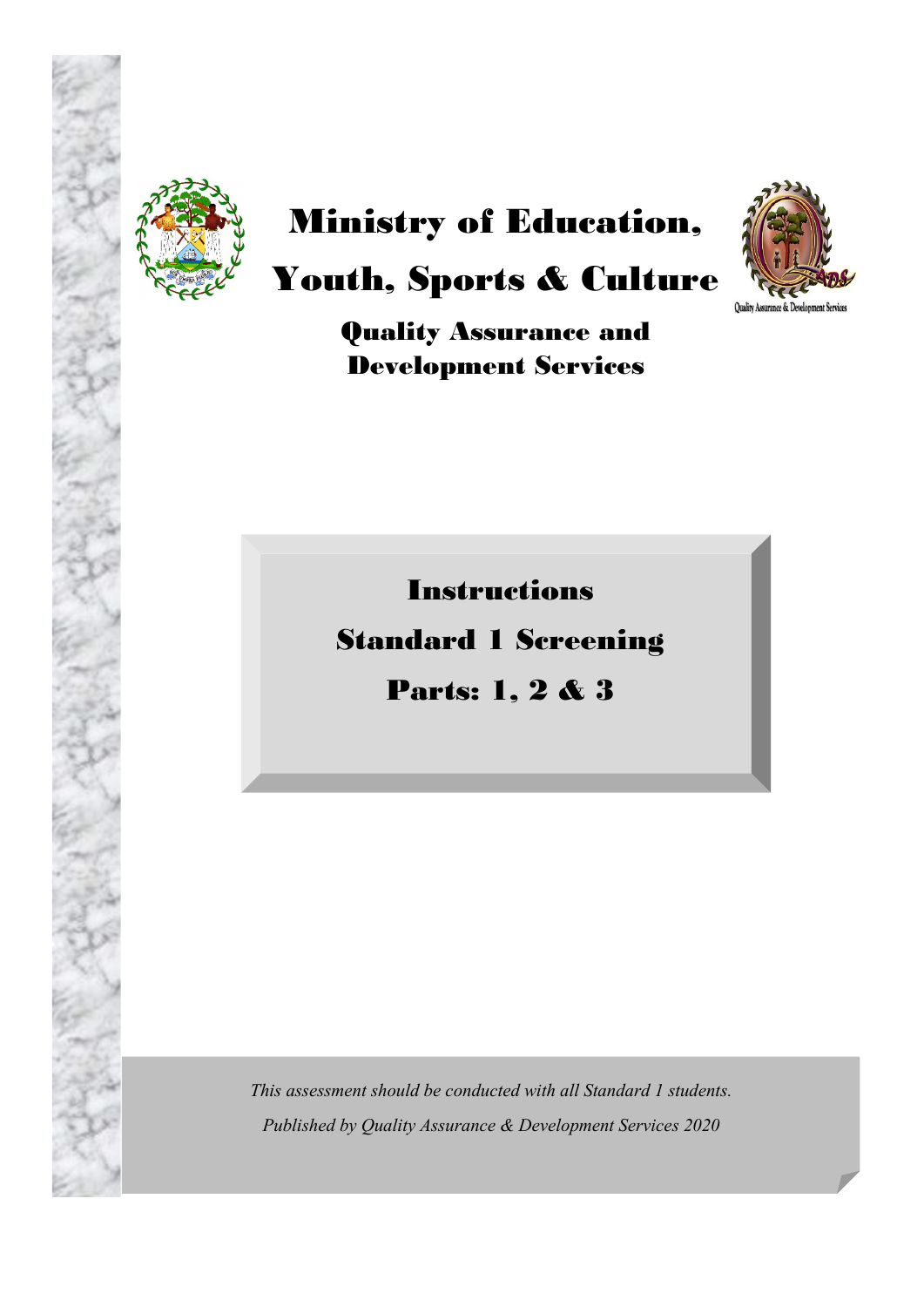# Ministry of Education, Youth, Sports & Culture

## Quality Assurance and Development Services

Quality Assurance & Development Services

# Instructions

# Standard 1 Screening

# Parts: 1, 2 & 3

*This assessment should be conducted with all Standard 1 students.*

*Published by Quality Assurance & Development Services 2020*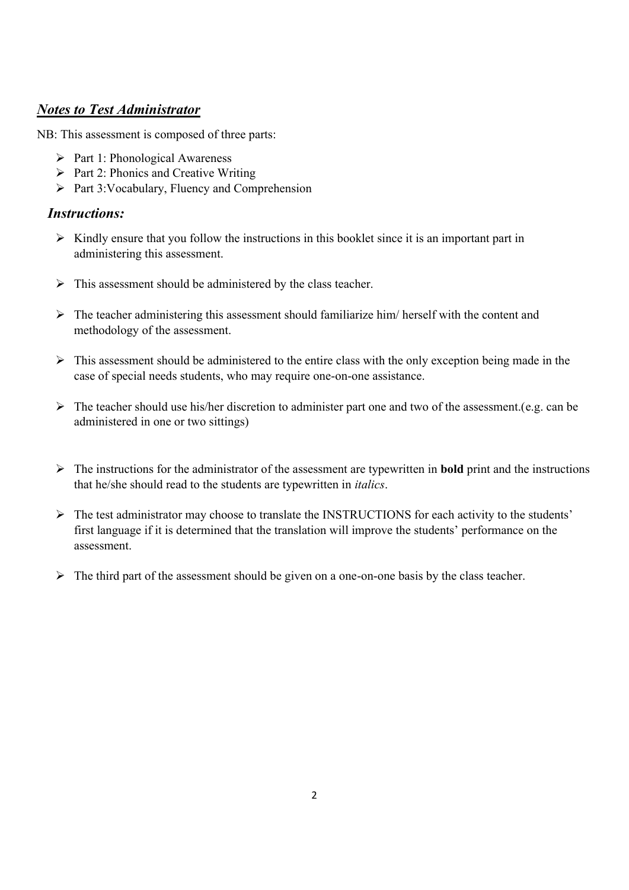## ***Notes to Test Administrator***

NB: This assessment is composed of three parts:

- Part 1: Phonological Awareness
- Part 2: Phonics and Creative Writing
- Part 3:Vocabulary, Fluency and Comprehension

### ***Instructions:***

- Kindly ensure that you follow the instructions in this booklet since it is an important part in administering this assessment.
- This assessment should be administered by the class teacher.
- The teacher administering this assessment should familiarize him/ herself with the content and methodology of the assessment.
- This assessment should be administered to the entire class with the only exception being made in the case of special needs students, who may require one-on-one assistance.
- The teacher should use his/her discretion to administer part one and two of the assessment.(e.g. can be administered in one or two sittings)
- The instructions for the administrator of the assessment are typewritten in **bold** print and the instructions that he/she should read to the students are typewritten in *italics*.
- The test administrator may choose to translate the INSTRUCTIONS for each activity to the students' first language if it is determined that the translation will improve the students' performance on the assessment.
- The third part of the assessment should be given on a one-on-one basis by the class teacher.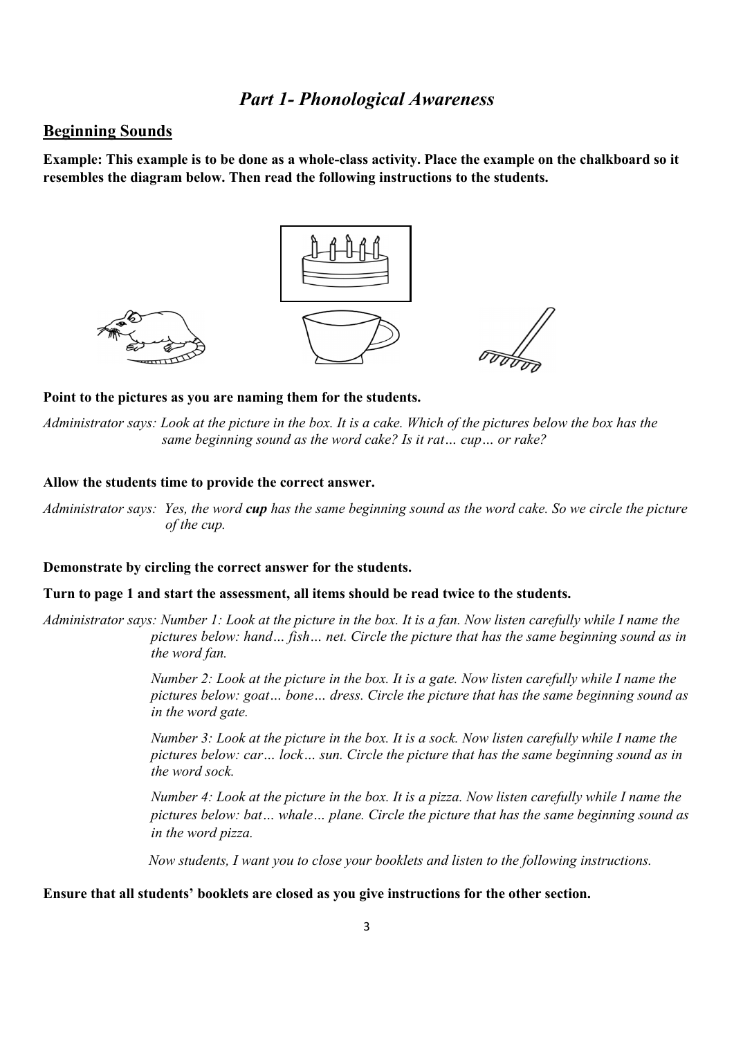# *Part 1- Phonological Awareness*

## Beginning Sounds

**Example: This example is to be done as a whole-class activity. Place the example on the chalkboard so it resembles the diagram below. Then read the following instructions to the students.**

**Point to the pictures as you are naming them for the students.**

*Administrator says: Look at the picture in the box. It is a cake. Which of the pictures below the box has the same beginning sound as the word cake? Is it rat… cup… or rake?*

**Allow the students time to provide the correct answer.**

*Administrator says: Yes, the word **cup** has the same beginning sound as the word cake. So we circle the picture of the cup.*

**Demonstrate by circling the correct answer for the students.**

**Turn to page 1 and start the assessment, all items should be read twice to the students.**

*Administrator says: Number 1: Look at the picture in the box. It is a fan. Now listen carefully while I name the pictures below: hand… fish… net. Circle the picture that has the same beginning sound as in the word fan.*

*Number 2: Look at the picture in the box. It is a gate. Now listen carefully while I name the pictures below: goat… bone… dress. Circle the picture that has the same beginning sound as in the word gate.*

*Number 3: Look at the picture in the box. It is a sock. Now listen carefully while I name the pictures below: car… lock… sun. Circle the picture that has the same beginning sound as in the word sock.*

*Number 4: Look at the picture in the box. It is a pizza. Now listen carefully while I name the pictures below: bat… whale… plane. Circle the picture that has the same beginning sound as in the word pizza.*

*Now students, I want you to close your booklets and listen to the following instructions.*

**Ensure that all students' booklets are closed as you give instructions for the other section.**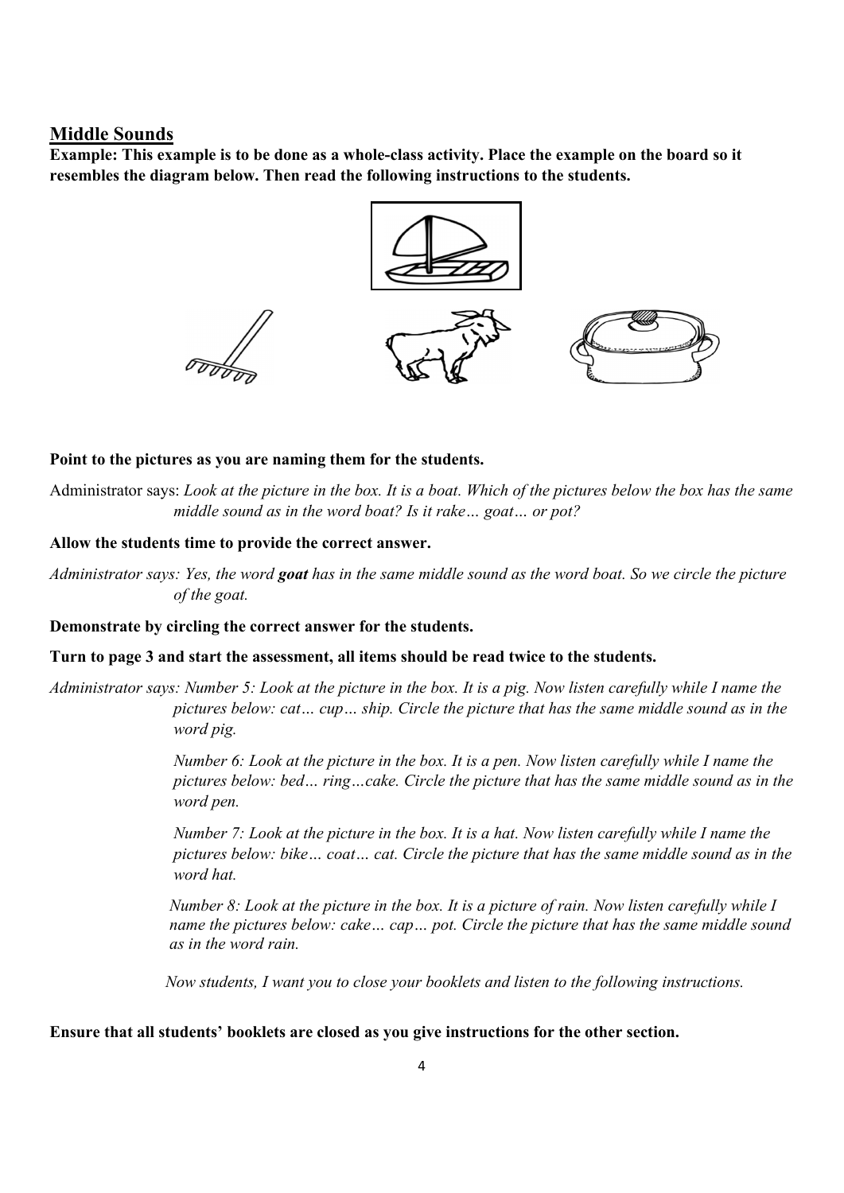## Middle Sounds

**Example: This example is to be done as a whole-class activity. Place the example on the board so it resembles the diagram below. Then read the following instructions to the students.**

**Point to the pictures as you are naming them for the students.**

Administrator says: *Look at the picture in the box. It is a boat. Which of the pictures below the box has the same middle sound as in the word boat? Is it rake… goat… or pot?*

**Allow the students time to provide the correct answer.**

*Administrator says: Yes, the word **goat** has in the same middle sound as the word boat. So we circle the picture of the goat.*

**Demonstrate by circling the correct answer for the students.**

**Turn to page 3 and start the assessment, all items should be read twice to the students.**

*Administrator says: Number 5: Look at the picture in the box. It is a pig. Now listen carefully while I name the pictures below: cat… cup… ship. Circle the picture that has the same middle sound as in the word pig.*

*Number 6: Look at the picture in the box. It is a pen. Now listen carefully while I name the pictures below: bed… ring…cake. Circle the picture that has the same middle sound as in the word pen.*

*Number 7: Look at the picture in the box. It is a hat. Now listen carefully while I name the pictures below: bike… coat… cat. Circle the picture that has the same middle sound as in the word hat.*

*Number 8: Look at the picture in the box. It is a picture of rain. Now listen carefully while I name the pictures below: cake… cap… pot. Circle the picture that has the same middle sound as in the word rain.*

*Now students, I want you to close your booklets and listen to the following instructions.*

**Ensure that all students' booklets are closed as you give instructions for the other section.**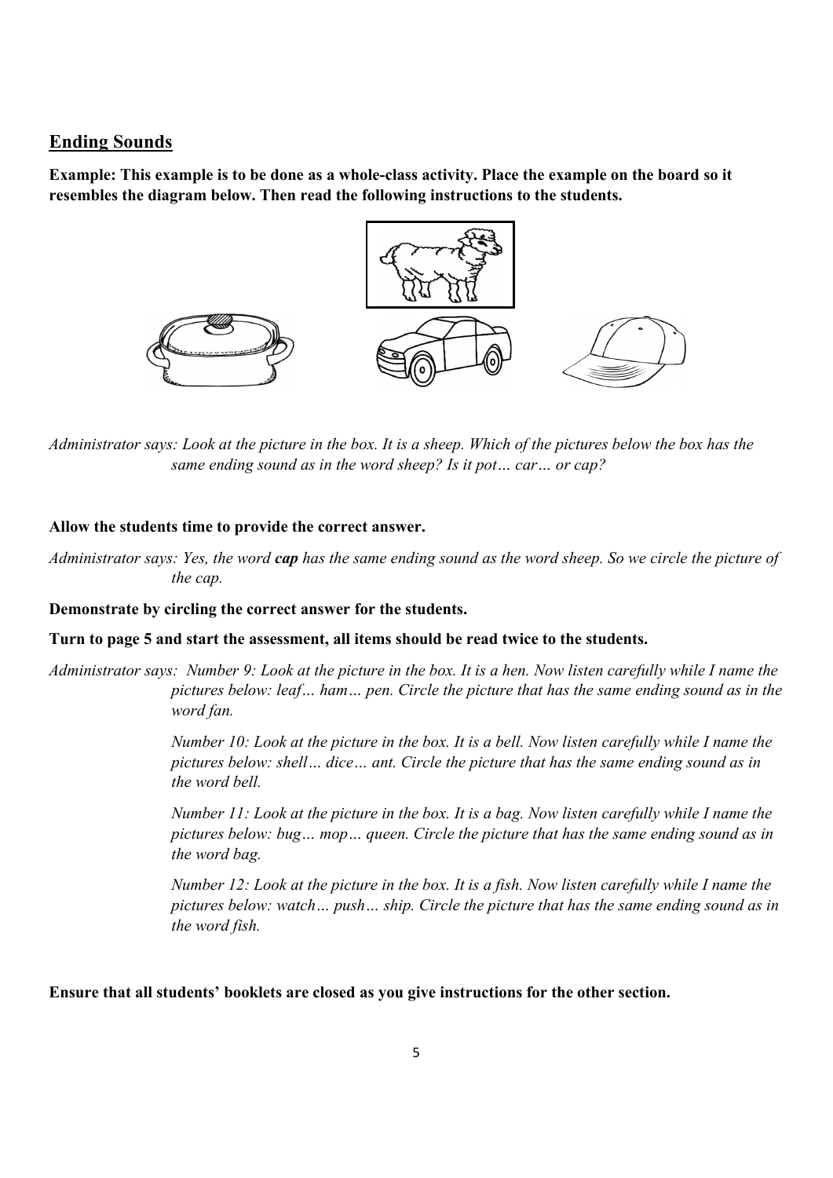## Ending Sounds

**Example: This example is to be done as a whole-class activity. Place the example on the board so it resembles the diagram below. Then read the following instructions to the students.**

*Administrator says: Look at the picture in the box. It is a sheep. Which of the pictures below the box has the same ending sound as in the word sheep? Is it pot… car… or cap?*

**Allow the students time to provide the correct answer.**

*Administrator says: Yes, the word **cap** has the same ending sound as the word sheep. So we circle the picture of the cap.*

**Demonstrate by circling the correct answer for the students.**

**Turn to page 5 and start the assessment, all items should be read twice to the students.**

*Administrator says: Number 9: Look at the picture in the box. It is a hen. Now listen carefully while I name the pictures below: leaf… ham… pen. Circle the picture that has the same ending sound as in the word fan.*

*Number 10: Look at the picture in the box. It is a bell. Now listen carefully while I name the pictures below: shell… dice… ant. Circle the picture that has the same ending sound as in the word bell.*

*Number 11: Look at the picture in the box. It is a bag. Now listen carefully while I name the pictures below: bug… mop… queen. Circle the picture that has the same ending sound as in the word bag.*

*Number 12: Look at the picture in the box. It is a fish. Now listen carefully while I name the pictures below: watch… push… ship. Circle the picture that has the same ending sound as in the word fish.*

**Ensure that all students' booklets are closed as you give instructions for the other section.**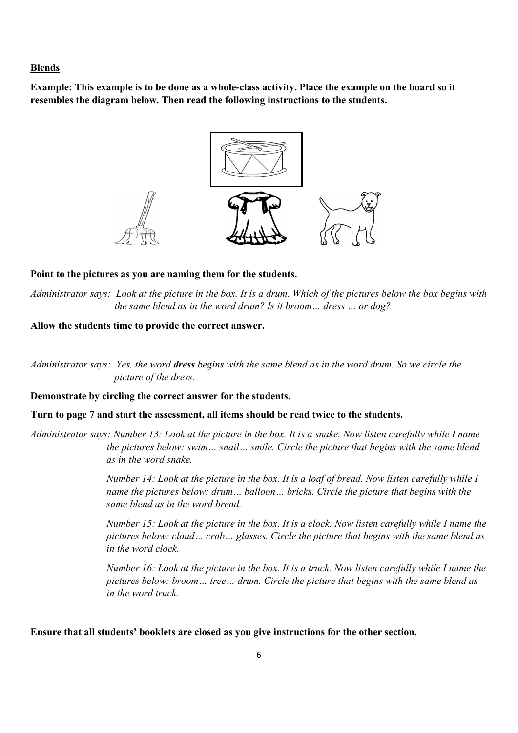**Blends**

**Example: This example is to be done as a whole-class activity. Place the example on the board so it resembles the diagram below. Then read the following instructions to the students.**

**Point to the pictures as you are naming them for the students.**

*Administrator says: Look at the picture in the box. It is a drum. Which of the pictures below the box begins with the same blend as in the word drum? Is it broom… dress … or dog?*

**Allow the students time to provide the correct answer.**

*Administrator says: Yes, the word* ***dress*** *begins with the same blend as in the word drum. So we circle the picture of the dress.*

**Demonstrate by circling the correct answer for the students.**

**Turn to page 7 and start the assessment, all items should be read twice to the students.**

*Administrator says: Number 13: Look at the picture in the box. It is a snake. Now listen carefully while I name the pictures below: swim… snail… smile. Circle the picture that begins with the same blend as in the word snake.*

*Number 14: Look at the picture in the box. It is a loaf of bread. Now listen carefully while I name the pictures below: drum… balloon… bricks. Circle the picture that begins with the same blend as in the word bread.*

*Number 15: Look at the picture in the box. It is a clock. Now listen carefully while I name the pictures below: cloud… crab… glasses. Circle the picture that begins with the same blend as in the word clock.*

*Number 16: Look at the picture in the box. It is a truck. Now listen carefully while I name the pictures below: broom… tree… drum. Circle the picture that begins with the same blend as in the word truck.*

**Ensure that all students' booklets are closed as you give instructions for the other section.**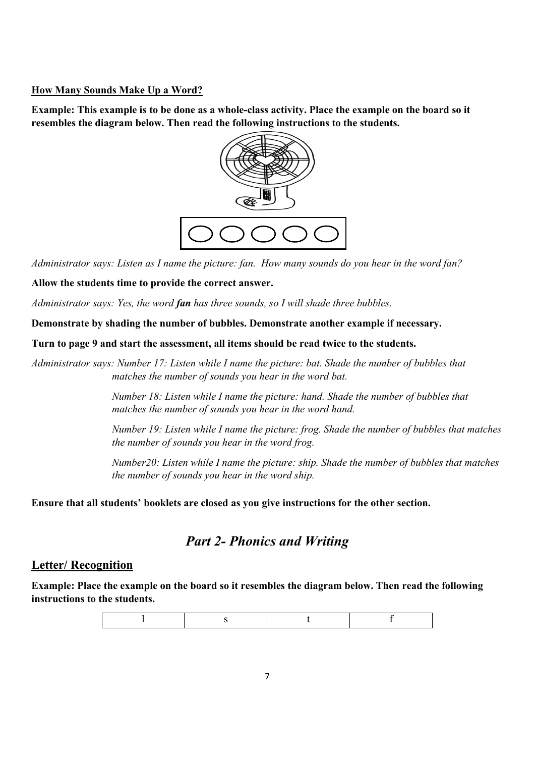**<u>How Many Sounds Make Up a Word?</u>**

**Example: This example is to be done as a whole-class activity. Place the example on the board so it resembles the diagram below. Then read the following instructions to the students.**

*Administrator says: Listen as I name the picture: fan. How many sounds do you hear in the word fan?*

**Allow the students time to provide the correct answer.**

*Administrator says: Yes, the word* ***fan*** *has three sounds, so I will shade three bubbles.*

**Demonstrate by shading the number of bubbles. Demonstrate another example if necessary.**

**Turn to page 9 and start the assessment, all items should be read twice to the students.**

*Administrator says: Number 17: Listen while I name the picture: bat. Shade the number of bubbles that matches the number of sounds you hear in the word bat.*

*Number 18: Listen while I name the picture: hand. Shade the number of bubbles that matches the number of sounds you hear in the word hand.*

*Number 19: Listen while I name the picture: frog. Shade the number of bubbles that matches the number of sounds you hear in the word frog.*

*Number20: Listen while I name the picture: ship. Shade the number of bubbles that matches the number of sounds you hear in the word ship.*

**Ensure that all students' booklets are closed as you give instructions for the other section.**

## *Part 2- Phonics and Writing*

## <u>Letter/ Recognition</u>

**Example: Place the example on the board so it resembles the diagram below. Then read the following instructions to the students.**

| l | s | t | f |
|---|---|---|---|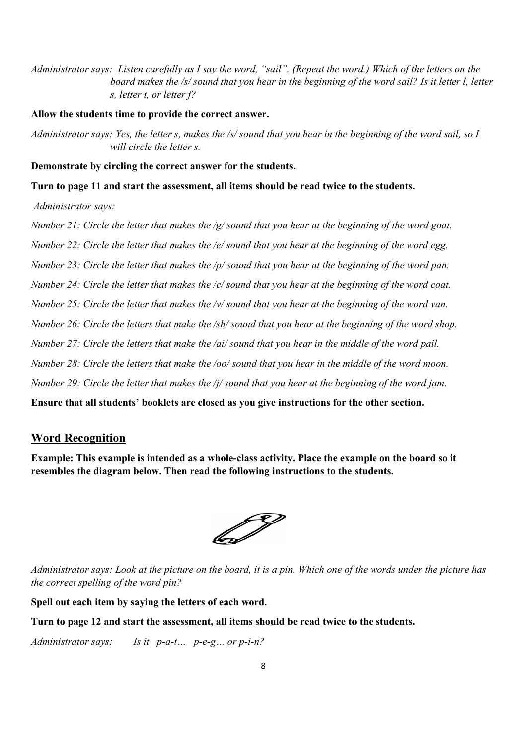*Administrator says: Listen carefully as I say the word, "sail". (Repeat the word.) Which of the letters on the board makes the /s/ sound that you hear in the beginning of the word sail? Is it letter l, letter s, letter t, or letter f?*

**Allow the students time to provide the correct answer.**

*Administrator says: Yes, the letter s, makes the /s/ sound that you hear in the beginning of the word sail, so I will circle the letter s.*

**Demonstrate by circling the correct answer for the students.**

**Turn to page 11 and start the assessment, all items should be read twice to the students.**

*Administrator says:*

*Number 21: Circle the letter that makes the /g/ sound that you hear at the beginning of the word goat.*

*Number 22: Circle the letter that makes the /e/ sound that you hear at the beginning of the word egg.*

*Number 23: Circle the letter that makes the /p/ sound that you hear at the beginning of the word pan.*

*Number 24: Circle the letter that makes the /c/ sound that you hear at the beginning of the word coat.*

*Number 25: Circle the letter that makes the /v/ sound that you hear at the beginning of the word van.*

*Number 26: Circle the letters that make the /sh/ sound that you hear at the beginning of the word shop.*

*Number 27: Circle the letters that make the /ai/ sound that you hear in the middle of the word pail.*

*Number 28: Circle the letters that make the /oo/ sound that you hear in the middle of the word moon.*

*Number 29: Circle the letter that makes the /j/ sound that you hear at the beginning of the word jam.*

**Ensure that all students' booklets are closed as you give instructions for the other section.**

## Word Recognition

**Example: This example is intended as a whole-class activity. Place the example on the board so it resembles the diagram below. Then read the following instructions to the students.**

*Administrator says: Look at the picture on the board, it is a pin. Which one of the words under the picture has the correct spelling of the word pin?*

**Spell out each item by saying the letters of each word.**

**Turn to page 12 and start the assessment, all items should be read twice to the students.**

*Administrator says: Is it p-a-t… p-e-g… or p-i-n?*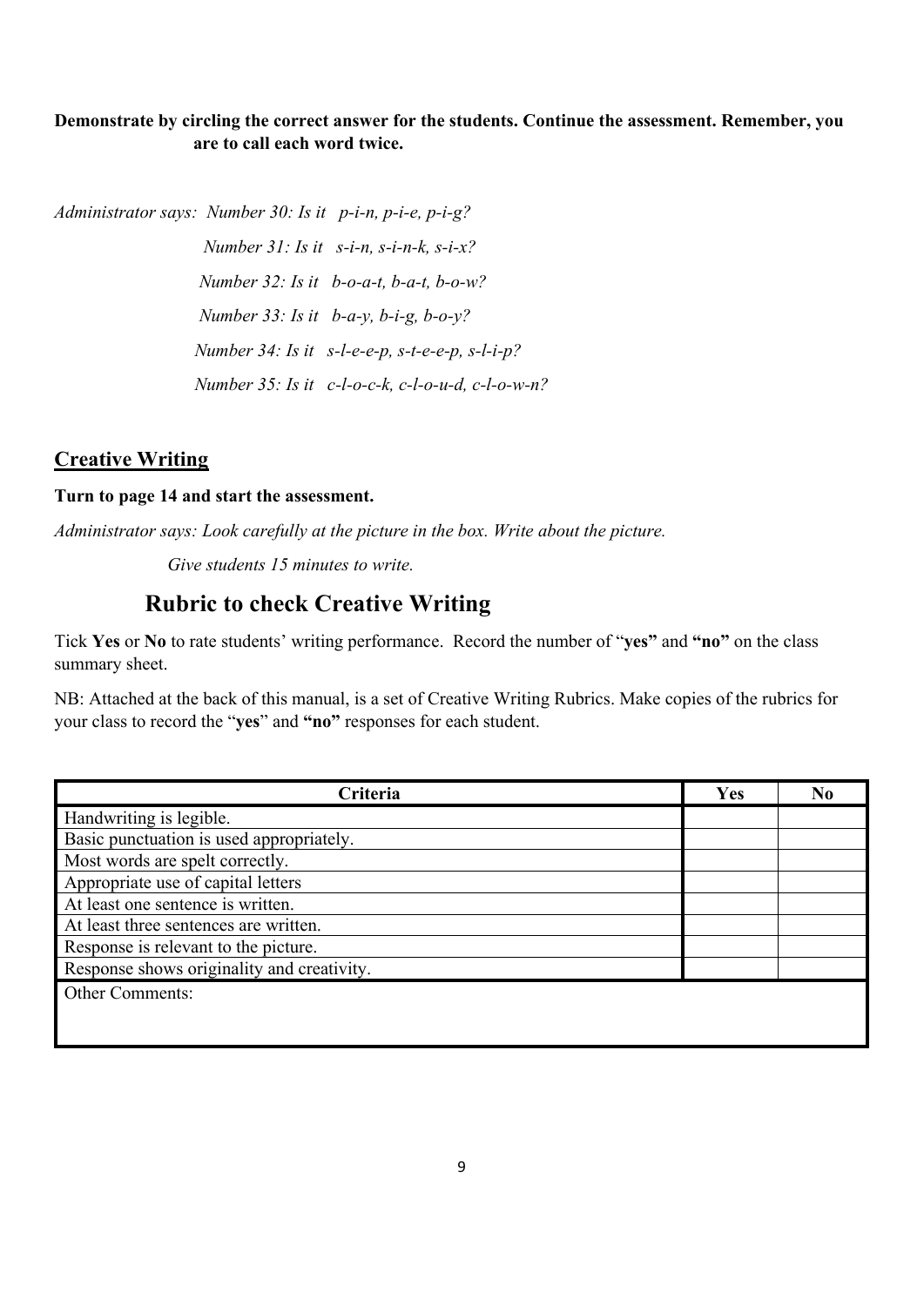**Demonstrate by circling the correct answer for the students. Continue the assessment. Remember, you are to call each word twice.**

*Administrator says: Number 30: Is it p-i-n, p-i-e, p-i-g?*

*Number 31: Is it s-i-n, s-i-n-k, s-i-x?*

*Number 32: Is it b-o-a-t, b-a-t, b-o-w?*

*Number 33: Is it b-a-y, b-i-g, b-o-y?*

*Number 34: Is it s-l-e-e-p, s-t-e-e-p, s-l-i-p?*

*Number 35: Is it c-l-o-c-k, c-l-o-u-d, c-l-o-w-n?*

## Creative Writing

**Turn to page 14 and start the assessment.**

*Administrator says: Look carefully at the picture in the box. Write about the picture.*

*Give students 15 minutes to write.*

## Rubric to check Creative Writing

Tick **Yes** or **No** to rate students' writing performance. Record the number of "**yes**" and **"no"** on the class summary sheet.

NB: Attached at the back of this manual, is a set of Creative Writing Rubrics. Make copies of the rubrics for your class to record the "**yes**" and **"no"** responses for each student.

| Criteria | Yes | No |
|---|---|---|
| Handwriting is legible. | | |
| Basic punctuation is used appropriately. | | |
| Most words are spelt correctly. | | |
| Appropriate use of capital letters | | |
| At least one sentence is written. | | |
| At least three sentences are written. | | |
| Response is relevant to the picture. | | |
| Response shows originality and creativity. | | |
| Other Comments: | | |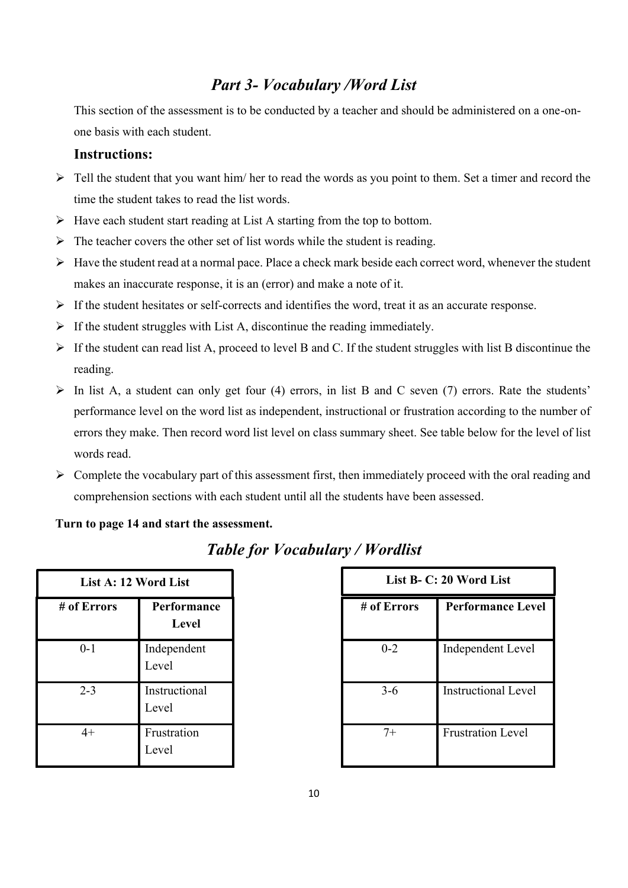## *Part 3- Vocabulary /Word List*

This section of the assessment is to be conducted by a teacher and should be administered on a one-on-one basis with each student.

### Instructions:

- Tell the student that you want him/ her to read the words as you point to them. Set a timer and record the time the student takes to read the list words.
- Have each student start reading at List A starting from the top to bottom.
- The teacher covers the other set of list words while the student is reading.
- Have the student read at a normal pace. Place a check mark beside each correct word, whenever the student makes an inaccurate response, it is an (error) and make a note of it.
- If the student hesitates or self-corrects and identifies the word, treat it as an accurate response.
- If the student struggles with List A, discontinue the reading immediately.
- If the student can read list A, proceed to level B and C. If the student struggles with list B discontinue the reading.
- In list A, a student can only get four (4) errors, in list B and C seven (7) errors. Rate the students' performance level on the word list as independent, instructional or frustration according to the number of errors they make. Then record word list level on class summary sheet. See table below for the level of list words read.
- Complete the vocabulary part of this assessment first, then immediately proceed with the oral reading and comprehension sections with each student until all the students have been assessed.

**Turn to page 14 and start the assessment.**

## *Table for Vocabulary / Wordlist*

| List A: 12 Word List | |
|---|---|
| **# of Errors** | **Performance Level** |
| 0-1 | Independent Level |
| 2-3 | Instructional Level |
| 4+ | Frustration Level |

| List B- C: 20 Word List | |
|---|---|
| **# of Errors** | **Performance Level** |
| 0-2 | Independent Level |
| 3-6 | Instructional Level |
| 7+ | Frustration Level |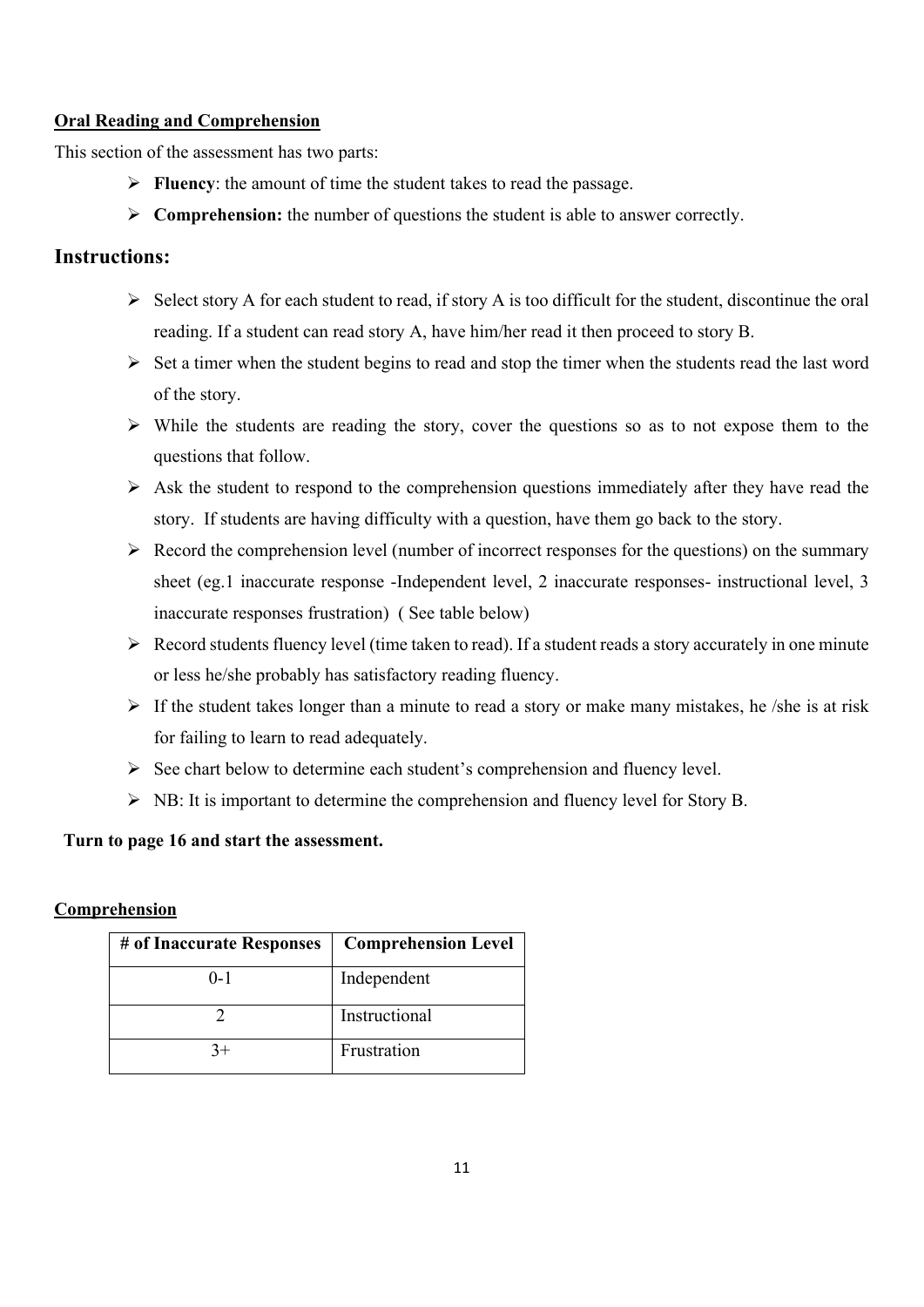**Oral Reading and Comprehension**

This section of the assessment has two parts:

- **Fluency**: the amount of time the student takes to read the passage.
- **Comprehension:** the number of questions the student is able to answer correctly.

## Instructions:

- Select story A for each student to read, if story A is too difficult for the student, discontinue the oral reading. If a student can read story A, have him/her read it then proceed to story B.
- Set a timer when the student begins to read and stop the timer when the students read the last word of the story.
- While the students are reading the story, cover the questions so as to not expose them to the questions that follow.
- Ask the student to respond to the comprehension questions immediately after they have read the story. If students are having difficulty with a question, have them go back to the story.
- Record the comprehension level (number of incorrect responses for the questions) on the summary sheet (eg.1 inaccurate response -Independent level, 2 inaccurate responses- instructional level, 3 inaccurate responses frustration) ( See table below)
- Record students fluency level (time taken to read). If a student reads a story accurately in one minute or less he/she probably has satisfactory reading fluency.
- If the student takes longer than a minute to read a story or make many mistakes, he /she is at risk for failing to learn to read adequately.
- See chart below to determine each student's comprehension and fluency level.
- NB: It is important to determine the comprehension and fluency level for Story B.

**Turn to page 16 and start the assessment.**

**Comprehension**

| # of Inaccurate Responses | Comprehension Level |
|---|---|
| 0-1 | Independent |
| 2 | Instructional |
| 3+ | Frustration |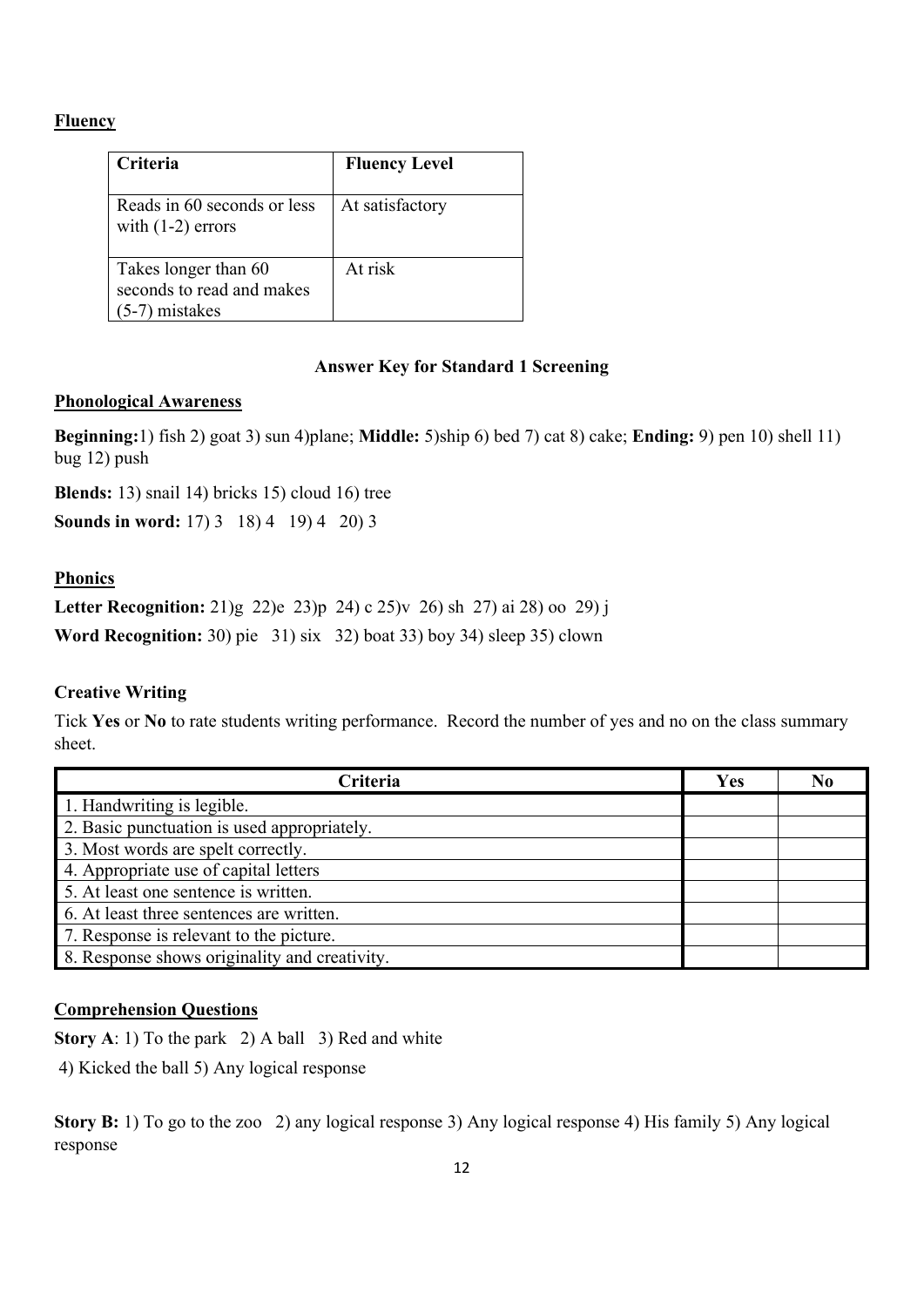**Fluency**

| Criteria | Fluency Level |
| --- | --- |
| Reads in 60 seconds or less with (1-2) errors | At satisfactory |
| Takes longer than 60 seconds to read and makes (5-7) mistakes | At risk |

**Answer Key for Standard 1 Screening**

**Phonological Awareness**

**Beginning:**1) fish 2) goat 3) sun 4)plane; **Middle:** 5)ship 6) bed 7) cat 8) cake; **Ending:** 9) pen 10) shell 11) bug 12) push

**Blends:** 13) snail 14) bricks 15) cloud 16) tree

**Sounds in word:** 17) 3 18) 4 19) 4 20) 3

**Phonics**

**Letter Recognition:** 21)g 22)e 23)p 24) c 25)v 26) sh 27) ai 28) oo 29) j

**Word Recognition:** 30) pie 31) six 32) boat 33) boy 34) sleep 35) clown

**Creative Writing**

Tick **Yes** or **No** to rate students writing performance. Record the number of yes and no on the class summary sheet.

| Criteria | Yes | No |
| --- | --- | --- |
| 1. Handwriting is legible. | | |
| 2. Basic punctuation is used appropriately. | | |
| 3. Most words are spelt correctly. | | |
| 4. Appropriate use of capital letters | | |
| 5. At least one sentence is written. | | |
| 6. At least three sentences are written. | | |
| 7. Response is relevant to the picture. | | |
| 8. Response shows originality and creativity. | | |

**Comprehension Questions**

**Story A**: 1) To the park 2) A ball 3) Red and white

4) Kicked the ball 5) Any logical response

**Story B:** 1) To go to the zoo 2) any logical response 3) Any logical response 4) His family 5) Any logical response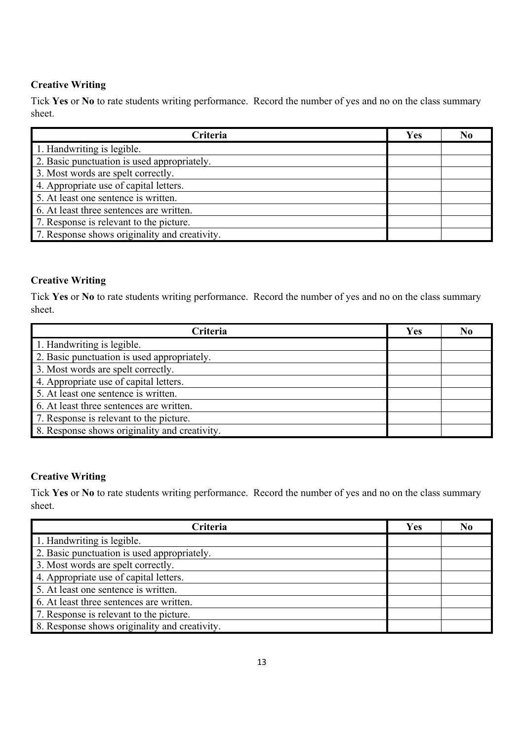**Creative Writing**

Tick **Yes** or **No** to rate students writing performance. Record the number of yes and no on the class summary sheet.

| Criteria | Yes | No |
|---|---|---|
| 1. Handwriting is legible. | | |
| 2. Basic punctuation is used appropriately. | | |
| 3. Most words are spelt correctly. | | |
| 4. Appropriate use of capital letters. | | |
| 5. At least one sentence is written. | | |
| 6. At least three sentences are written. | | |
| 7. Response is relevant to the picture. | | |
| 7. Response shows originality and creativity. | | |

**Creative Writing**

Tick **Yes** or **No** to rate students writing performance. Record the number of yes and no on the class summary sheet.

| Criteria | Yes | No |
|---|---|---|
| 1. Handwriting is legible. | | |
| 2. Basic punctuation is used appropriately. | | |
| 3. Most words are spelt correctly. | | |
| 4. Appropriate use of capital letters. | | |
| 5. At least one sentence is written. | | |
| 6. At least three sentences are written. | | |
| 7. Response is relevant to the picture. | | |
| 8. Response shows originality and creativity. | | |

**Creative Writing**

Tick **Yes** or **No** to rate students writing performance. Record the number of yes and no on the class summary sheet.

| Criteria | Yes | No |
|---|---|---|
| 1. Handwriting is legible. | | |
| 2. Basic punctuation is used appropriately. | | |
| 3. Most words are spelt correctly. | | |
| 4. Appropriate use of capital letters. | | |
| 5. At least one sentence is written. | | |
| 6. At least three sentences are written. | | |
| 7. Response is relevant to the picture. | | |
| 8. Response shows originality and creativity. | | |